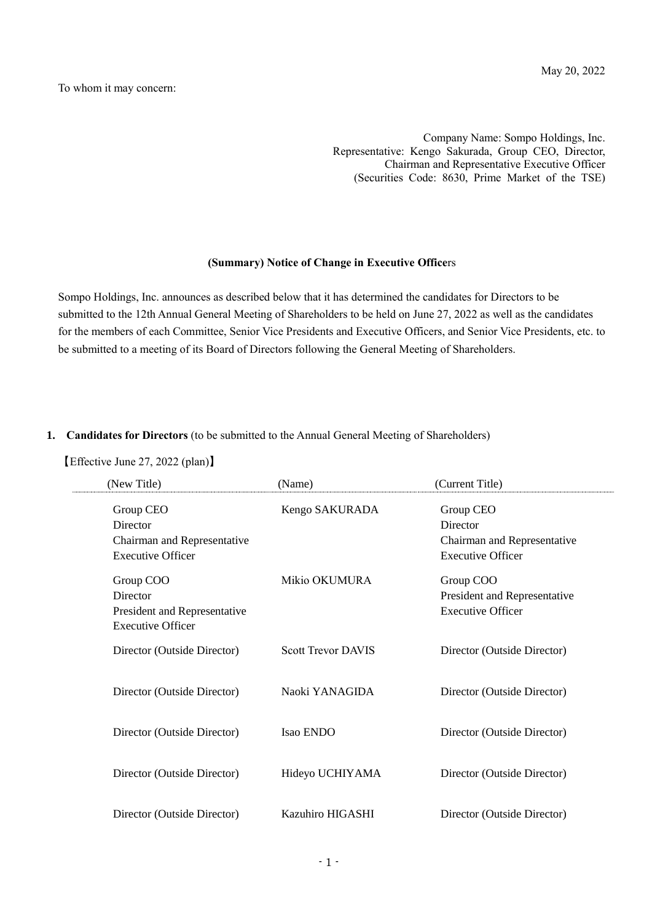May 20, 2022

To whom it may concern:

Company Name: Sompo Holdings, Inc.
Representative: Kengo Sakurada, Group CEO, Director, Chairman and Representative Executive Officer
(Securities Code: 8630, Prime Market of the TSE)

**(Summary) Notice of Change in Executive Officers**

Sompo Holdings, Inc. announces as described below that it has determined the candidates for Directors to be submitted to the 12th Annual General Meeting of Shareholders to be held on June 27, 2022 as well as the candidates for the members of each Committee, Senior Vice Presidents and Executive Officers, and Senior Vice Presidents, etc. to be submitted to a meeting of its Board of Directors following the General Meeting of Shareholders.

**1. Candidates for Directors** (to be submitted to the Annual General Meeting of Shareholders)

【Effective June 27, 2022 (plan)】

| (New Title) | (Name) | (Current Title) |
|---|---|---|
| Group CEO<br>Director<br>Chairman and Representative Executive Officer | Kengo SAKURADA | Group CEO<br>Director<br>Chairman and Representative Executive Officer |
| Group COO<br>Director<br>President and Representative Executive Officer | Mikio OKUMURA | Group COO<br>President and Representative Executive Officer |
| Director (Outside Director) | Scott Trevor DAVIS | Director (Outside Director) |
| Director (Outside Director) | Naoki YANAGIDA | Director (Outside Director) |
| Director (Outside Director) | Isao ENDO | Director (Outside Director) |
| Director (Outside Director) | Hideyo UCHIYAMA | Director (Outside Director) |
| Director (Outside Director) | Kazuhiro HIGASHI | Director (Outside Director) |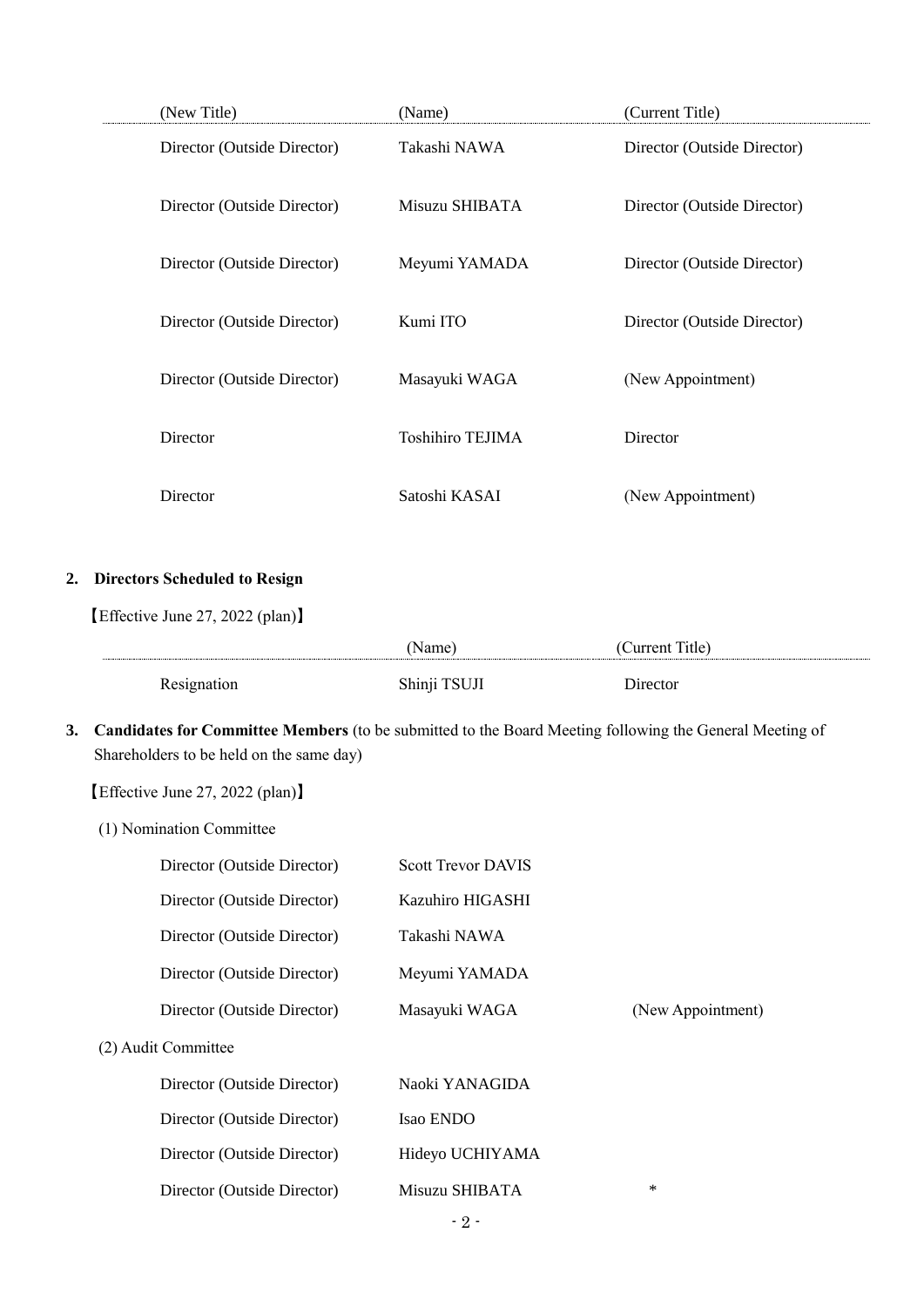| (New Title) | (Name) | (Current Title) |
|---|---|---|
| Director (Outside Director) | Takashi NAWA | Director (Outside Director) |
| Director (Outside Director) | Misuzu SHIBATA | Director (Outside Director) |
| Director (Outside Director) | Meyumi YAMADA | Director (Outside Director) |
| Director (Outside Director) | Kumi ITO | Director (Outside Director) |
| Director (Outside Director) | Masayuki WAGA | (New Appointment) |
| Director | Toshihiro TEJIMA | Director |
| Director | Satoshi KASAI | (New Appointment) |

**2. Directors Scheduled to Resign**

【Effective June 27, 2022 (plan)】

| | (Name) | (Current Title) |
|---|---|---|
| Resignation | Shinji TSUJI | Director |

**3. Candidates for Committee Members** (to be submitted to the Board Meeting following the General Meeting of Shareholders to be held on the same day)

【Effective June 27, 2022 (plan)】

(1) Nomination Committee

| | | |
|---|---|---|
| Director (Outside Director) | Scott Trevor DAVIS | |
| Director (Outside Director) | Kazuhiro HIGASHI | |
| Director (Outside Director) | Takashi NAWA | |
| Director (Outside Director) | Meyumi YAMADA | |
| Director (Outside Director) | Masayuki WAGA | (New Appointment) |

(2) Audit Committee

| | | |
|---|---|---|
| Director (Outside Director) | Naoki YANAGIDA | |
| Director (Outside Director) | Isao ENDO | |
| Director (Outside Director) | Hideyo UCHIYAMA | |
| Director (Outside Director) | Misuzu SHIBATA | * |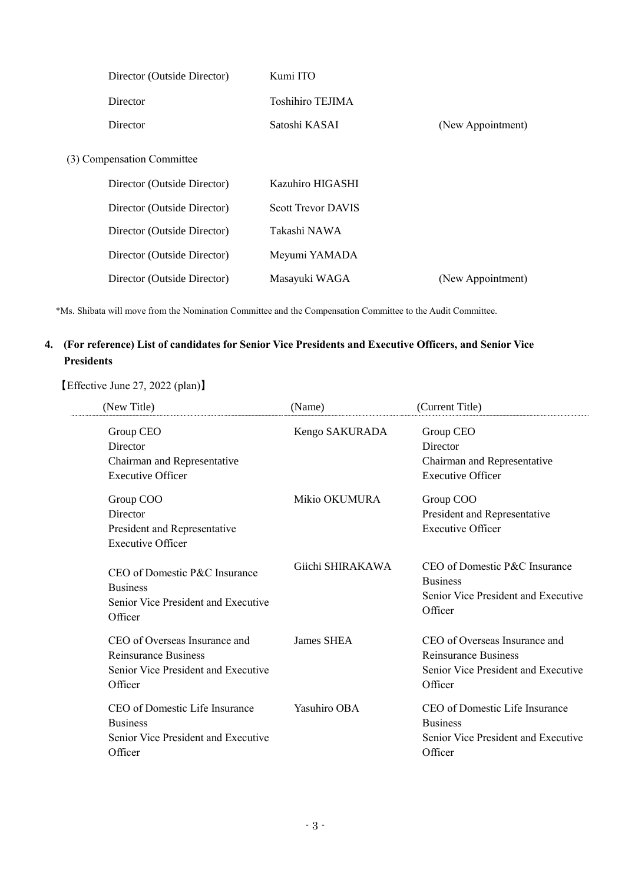| | | |
|---|---|---|
| Director (Outside Director) | Kumi ITO | |
| Director | Toshihiro TEJIMA | |
| Director | Satoshi KASAI | (New Appointment) |

(3) Compensation Committee

| | | |
|---|---|---|
| Director (Outside Director) | Kazuhiro HIGASHI | |
| Director (Outside Director) | Scott Trevor DAVIS | |
| Director (Outside Director) | Takashi NAWA | |
| Director (Outside Director) | Meyumi YAMADA | |
| Director (Outside Director) | Masayuki WAGA | (New Appointment) |

*Ms. Shibata will move from the Nomination Committee and the Compensation Committee to the Audit Committee.

## 4. (For reference) List of candidates for Senior Vice Presidents and Executive Officers, and Senior Vice Presidents

【Effective June 27, 2022 (plan)】

| (New Title) | (Name) | (Current Title) |
|---|---|---|
| Group CEO<br>Director<br>Chairman and Representative Executive Officer | Kengo SAKURADA | Group CEO<br>Director<br>Chairman and Representative Executive Officer |
| Group COO<br>Director<br>President and Representative Executive Officer | Mikio OKUMURA | Group COO<br>President and Representative Executive Officer |
| CEO of Domestic P&C Insurance Business<br>Senior Vice President and Executive Officer | Giichi SHIRAKAWA | CEO of Domestic P&C Insurance Business<br>Senior Vice President and Executive Officer |
| CEO of Overseas Insurance and Reinsurance Business<br>Senior Vice President and Executive Officer | James SHEA | CEO of Overseas Insurance and Reinsurance Business<br>Senior Vice President and Executive Officer |
| CEO of Domestic Life Insurance Business<br>Senior Vice President and Executive Officer | Yasuhiro OBA | CEO of Domestic Life Insurance Business<br>Senior Vice President and Executive Officer |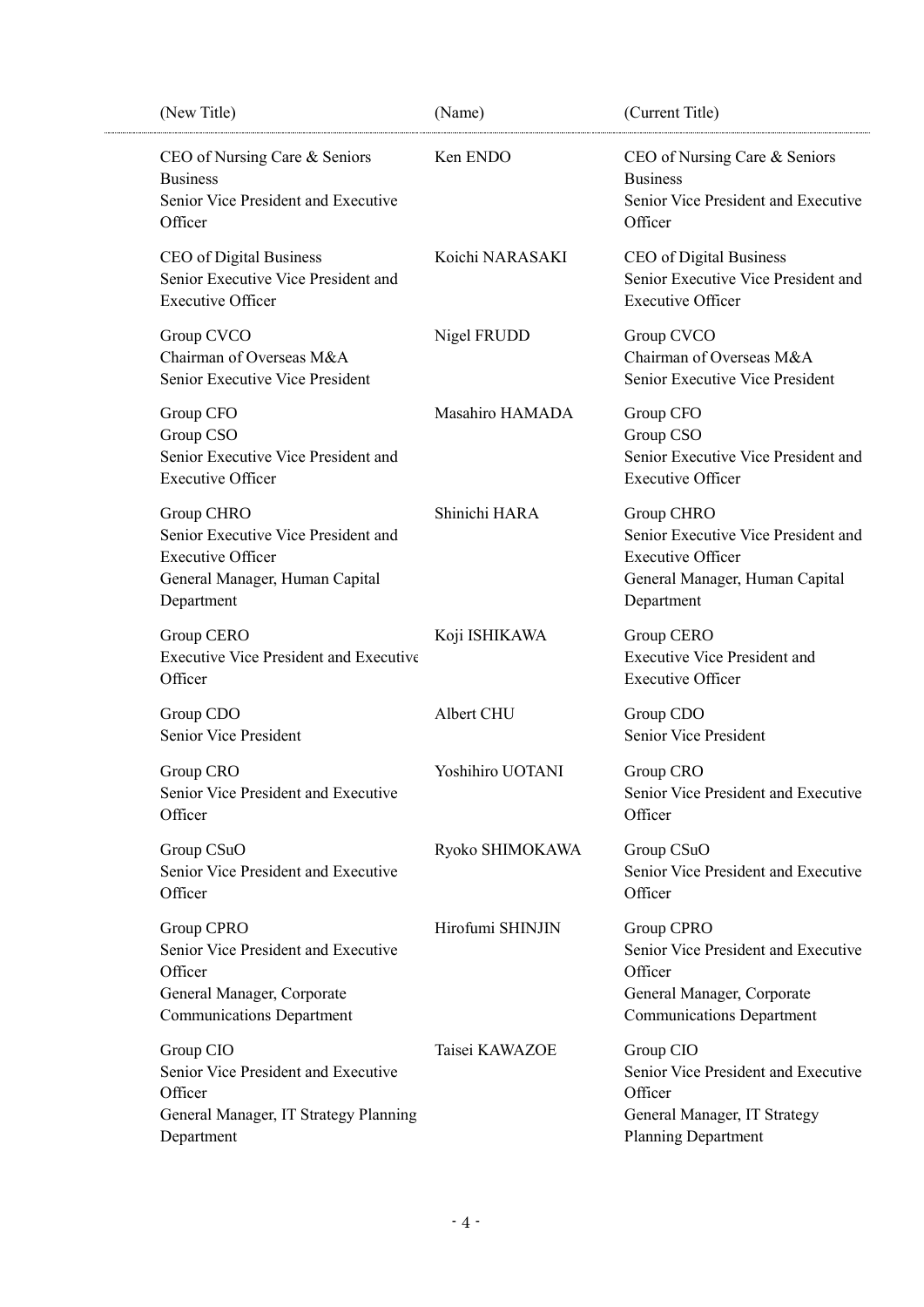| (New Title) | (Name) | (Current Title) |
|---|---|---|
| CEO of Nursing Care & Seniors Business<br>Senior Vice President and Executive Officer | Ken ENDO | CEO of Nursing Care & Seniors Business<br>Senior Vice President and Executive Officer |
| CEO of Digital Business<br>Senior Executive Vice President and Executive Officer | Koichi NARASAKI | CEO of Digital Business<br>Senior Executive Vice President and Executive Officer |
| Group CVCO<br>Chairman of Overseas M&A<br>Senior Executive Vice President | Nigel FRUDD | Group CVCO<br>Chairman of Overseas M&A<br>Senior Executive Vice President |
| Group CFO<br>Group CSO<br>Senior Executive Vice President and Executive Officer | Masahiro HAMADA | Group CFO<br>Group CSO<br>Senior Executive Vice President and Executive Officer |
| Group CHRO<br>Senior Executive Vice President and Executive Officer<br>General Manager, Human Capital Department | Shinichi HARA | Group CHRO<br>Senior Executive Vice President and Executive Officer<br>General Manager, Human Capital Department |
| Group CERO<br>Executive Vice President and Executive Officer | Koji ISHIKAWA | Group CERO<br>Executive Vice President and Executive Officer |
| Group CDO<br>Senior Vice President | Albert CHU | Group CDO<br>Senior Vice President |
| Group CRO<br>Senior Vice President and Executive Officer | Yoshihiro UOTANI | Group CRO<br>Senior Vice President and Executive Officer |
| Group CSuO<br>Senior Vice President and Executive Officer | Ryoko SHIMOKAWA | Group CSuO<br>Senior Vice President and Executive Officer |
| Group CPRO<br>Senior Vice President and Executive Officer<br>General Manager, Corporate Communications Department | Hirofumi SHINJIN | Group CPRO<br>Senior Vice President and Executive Officer<br>General Manager, Corporate Communications Department |
| Group CIO<br>Senior Vice President and Executive Officer<br>General Manager, IT Strategy Planning Department | Taisei KAWAZOE | Group CIO<br>Senior Vice President and Executive Officer<br>General Manager, IT Strategy Planning Department |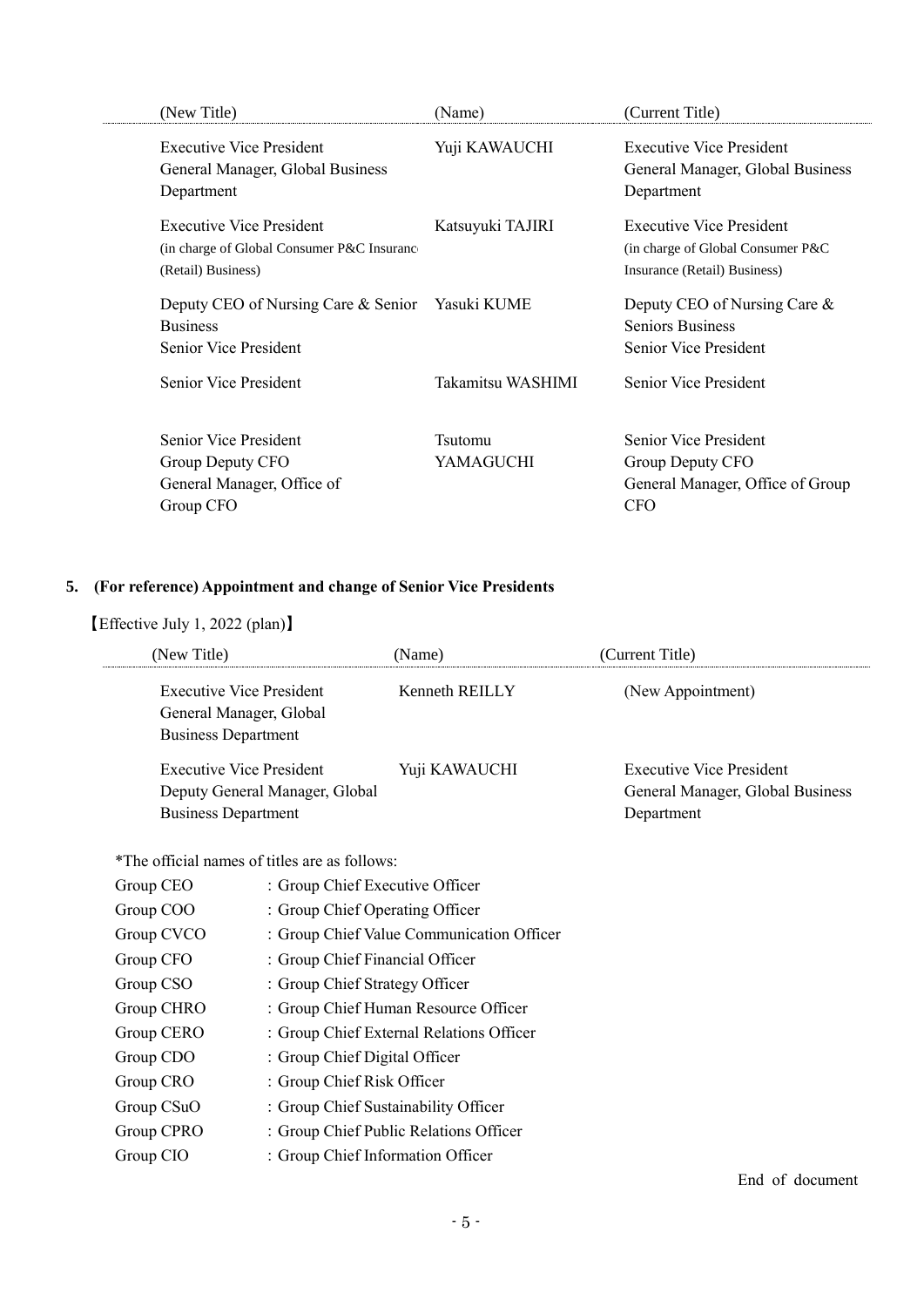| (New Title) | (Name) | (Current Title) |
|---|---|---|
| Executive Vice President<br>General Manager, Global Business Department | Yuji KAWAUCHI | Executive Vice President<br>General Manager, Global Business Department |
| Executive Vice President<br>(in charge of Global Consumer P&C Insurance (Retail) Business) | Katsuyuki TAJIRI | Executive Vice President<br>(in charge of Global Consumer P&C Insurance (Retail) Business) |
| Deputy CEO of Nursing Care & Senior Business<br>Senior Vice President | Yasuki KUME | Deputy CEO of Nursing Care & Seniors Business<br>Senior Vice President |
| Senior Vice President | Takamitsu WASHIMI | Senior Vice President |
| Senior Vice President<br>Group Deputy CFO<br>General Manager, Office of Group CFO | Tsutomu YAMAGUCHI | Senior Vice President<br>Group Deputy CFO<br>General Manager, Office of Group CFO |

## 5. (For reference) Appointment and change of Senior Vice Presidents

【Effective July 1, 2022 (plan)】

| (New Title) | (Name) | (Current Title) |
|---|---|---|
| Executive Vice President<br>General Manager, Global Business Department | Kenneth REILLY | (New Appointment) |
| Executive Vice President<br>Deputy General Manager, Global Business Department | Yuji KAWAUCHI | Executive Vice President<br>General Manager, Global Business Department |

*The official names of titles are as follows:

| | |
|---|---|
| Group CEO | : Group Chief Executive Officer |
| Group COO | : Group Chief Operating Officer |
| Group CVCO | : Group Chief Value Communication Officer |
| Group CFO | : Group Chief Financial Officer |
| Group CSO | : Group Chief Strategy Officer |
| Group CHRO | : Group Chief Human Resource Officer |
| Group CERO | : Group Chief External Relations Officer |
| Group CDO | : Group Chief Digital Officer |
| Group CRO | : Group Chief Risk Officer |
| Group CSuO | : Group Chief Sustainability Officer |
| Group CPRO | : Group Chief Public Relations Officer |
| Group CIO | : Group Chief Information Officer |

End of document